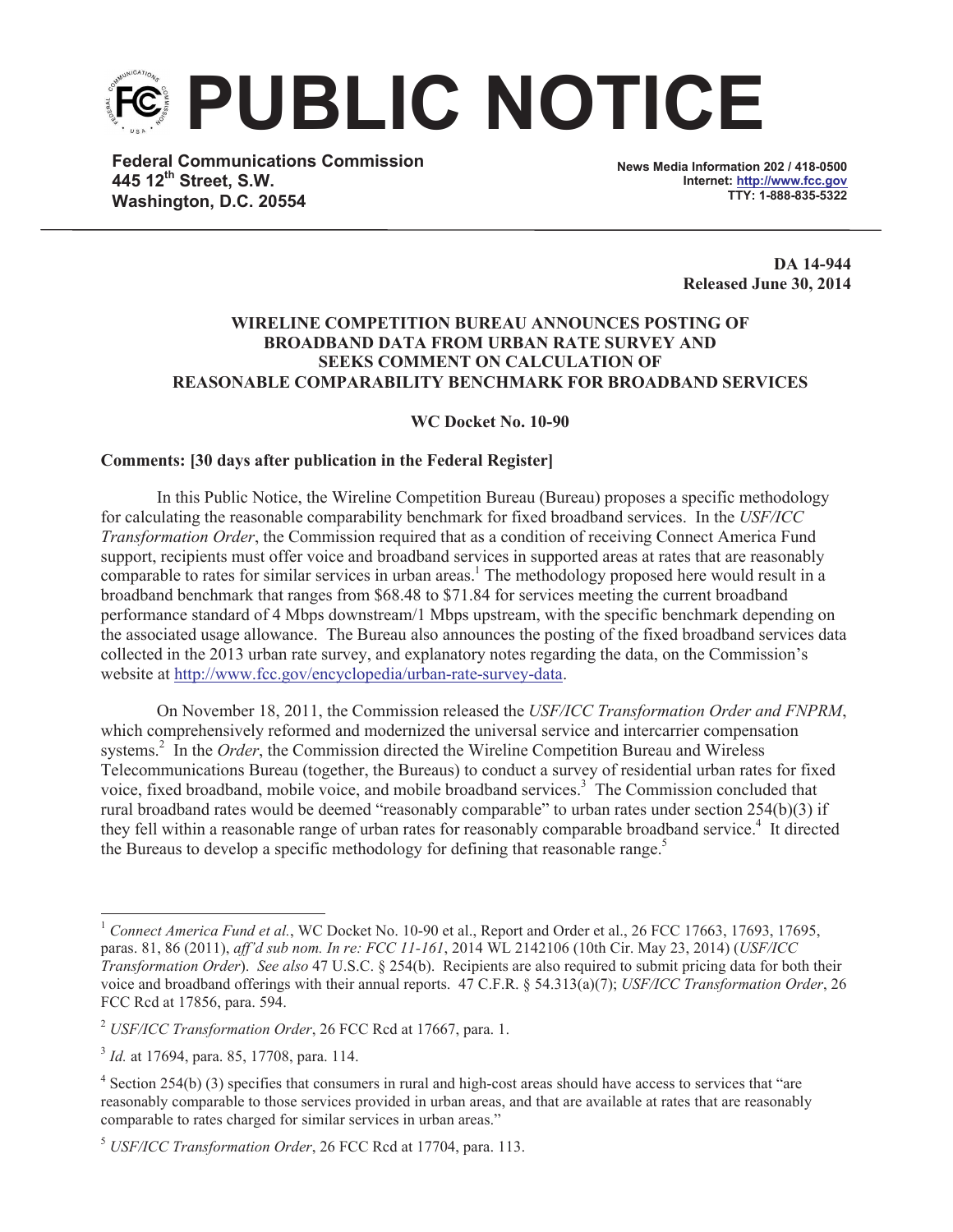# PUBLIC NOTICE

**Federal Communications Commission**
**445 12th Street, S.W.**
**Washington, D.C. 20554**

**News Media Information 202 / 418-0500**
**Internet: http://www.fcc.gov**
**TTY: 1-888-835-5322**

**DA 14-944**
**Released June 30, 2014**

**WIRELINE COMPETITION BUREAU ANNOUNCES POSTING OF BROADBAND DATA FROM URBAN RATE SURVEY AND SEEKS COMMENT ON CALCULATION OF REASONABLE COMPARABILITY BENCHMARK FOR BROADBAND SERVICES**

**WC Docket No. 10-90**

**Comments: [30 days after publication in the Federal Register]**

In this Public Notice, the Wireline Competition Bureau (Bureau) proposes a specific methodology for calculating the reasonable comparability benchmark for fixed broadband services. In the *USF/ICC Transformation Order*, the Commission required that as a condition of receiving Connect America Fund support, recipients must offer voice and broadband services in supported areas at rates that are reasonably comparable to rates for similar services in urban areas.[1] The methodology proposed here would result in a broadband benchmark that ranges from $68.48 to $71.84 for services meeting the current broadband performance standard of 4 Mbps downstream/1 Mbps upstream, with the specific benchmark depending on the associated usage allowance. The Bureau also announces the posting of the fixed broadband services data collected in the 2013 urban rate survey, and explanatory notes regarding the data, on the Commission's website at http://www.fcc.gov/encyclopedia/urban-rate-survey-data.

On November 18, 2011, the Commission released the *USF/ICC Transformation Order and FNPRM*, which comprehensively reformed and modernized the universal service and intercarrier compensation systems.[2] In the *Order*, the Commission directed the Wireline Competition Bureau and Wireless Telecommunications Bureau (together, the Bureaus) to conduct a survey of residential urban rates for fixed voice, fixed broadband, mobile voice, and mobile broadband services.[3] The Commission concluded that rural broadband rates would be deemed "reasonably comparable" to urban rates under section 254(b)(3) if they fell within a reasonable range of urban rates for reasonably comparable broadband service.[4] It directed the Bureaus to develop a specific methodology for defining that reasonable range.[5]

---

[1] *Connect America Fund et al.*, WC Docket No. 10-90 et al., Report and Order et al., 26 FCC 17663, 17693, 17695, paras. 81, 86 (2011), *aff'd sub nom. In re: FCC 11-161*, 2014 WL 2142106 (10th Cir. May 23, 2014) (*USF/ICC Transformation Order*). *See also* 47 U.S.C. § 254(b). Recipients are also required to submit pricing data for both their voice and broadband offerings with their annual reports. 47 C.F.R. § 54.313(a)(7); *USF/ICC Transformation Order*, 26 FCC Rcd at 17856, para. 594.

[2] *USF/ICC Transformation Order*, 26 FCC Rcd at 17667, para. 1.

[3] *Id.* at 17694, para. 85, 17708, para. 114.

[4] Section 254(b) (3) specifies that consumers in rural and high-cost areas should have access to services that "are reasonably comparable to those services provided in urban areas, and that are available at rates that are reasonably comparable to rates charged for similar services in urban areas."

[5] *USF/ICC Transformation Order*, 26 FCC Rcd at 17704, para. 113.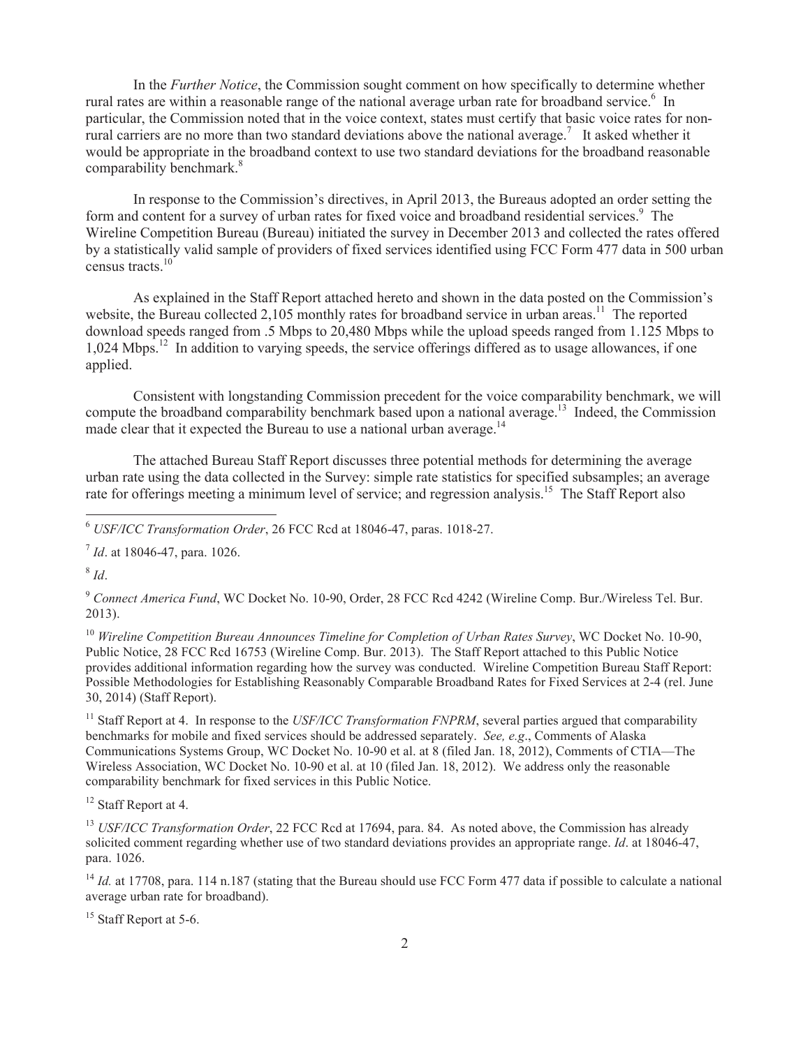In the *Further Notice*, the Commission sought comment on how specifically to determine whether rural rates are within a reasonable range of the national average urban rate for broadband service.[6] In particular, the Commission noted that in the voice context, states must certify that basic voice rates for non-rural carriers are no more than two standard deviations above the national average.[7] It asked whether it would be appropriate in the broadband context to use two standard deviations for the broadband reasonable comparability benchmark.[8]

In response to the Commission's directives, in April 2013, the Bureaus adopted an order setting the form and content for a survey of urban rates for fixed voice and broadband residential services.[9] The Wireline Competition Bureau (Bureau) initiated the survey in December 2013 and collected the rates offered by a statistically valid sample of providers of fixed services identified using FCC Form 477 data in 500 urban census tracts.[10]

As explained in the Staff Report attached hereto and shown in the data posted on the Commission's website, the Bureau collected 2,105 monthly rates for broadband service in urban areas.[11] The reported download speeds ranged from .5 Mbps to 20,480 Mbps while the upload speeds ranged from 1.125 Mbps to 1,024 Mbps.[12] In addition to varying speeds, the service offerings differed as to usage allowances, if one applied.

Consistent with longstanding Commission precedent for the voice comparability benchmark, we will compute the broadband comparability benchmark based upon a national average.[13] Indeed, the Commission made clear that it expected the Bureau to use a national urban average.[14]

The attached Bureau Staff Report discusses three potential methods for determining the average urban rate using the data collected in the Survey: simple rate statistics for specified subsamples; an average rate for offerings meeting a minimum level of service; and regression analysis.[15] The Staff Report also

---

[6] *USF/ICC Transformation Order*, 26 FCC Rcd at 18046-47, paras. 1018-27.

[7] *Id*. at 18046-47, para. 1026.

[8] *Id*.

[9] *Connect America Fund*, WC Docket No. 10-90, Order, 28 FCC Rcd 4242 (Wireline Comp. Bur./Wireless Tel. Bur. 2013).

[10] *Wireline Competition Bureau Announces Timeline for Completion of Urban Rates Survey*, WC Docket No. 10-90, Public Notice, 28 FCC Rcd 16753 (Wireline Comp. Bur. 2013). The Staff Report attached to this Public Notice provides additional information regarding how the survey was conducted. Wireline Competition Bureau Staff Report: Possible Methodologies for Establishing Reasonably Comparable Broadband Rates for Fixed Services at 2-4 (rel. June 30, 2014) (Staff Report).

[11] Staff Report at 4. In response to the *USF/ICC Transformation FNPRM*, several parties argued that comparability benchmarks for mobile and fixed services should be addressed separately. *See, e.g*., Comments of Alaska Communications Systems Group, WC Docket No. 10-90 et al. at 8 (filed Jan. 18, 2012), Comments of CTIA—The Wireless Association, WC Docket No. 10-90 et al. at 10 (filed Jan. 18, 2012). We address only the reasonable comparability benchmark for fixed services in this Public Notice.

[12] Staff Report at 4.

[13] *USF/ICC Transformation Order*, 22 FCC Rcd at 17694, para. 84. As noted above, the Commission has already solicited comment regarding whether use of two standard deviations provides an appropriate range. *Id*. at 18046-47, para. 1026.

[14] *Id.* at 17708, para. 114 n.187 (stating that the Bureau should use FCC Form 477 data if possible to calculate a national average urban rate for broadband).

[15] Staff Report at 5-6.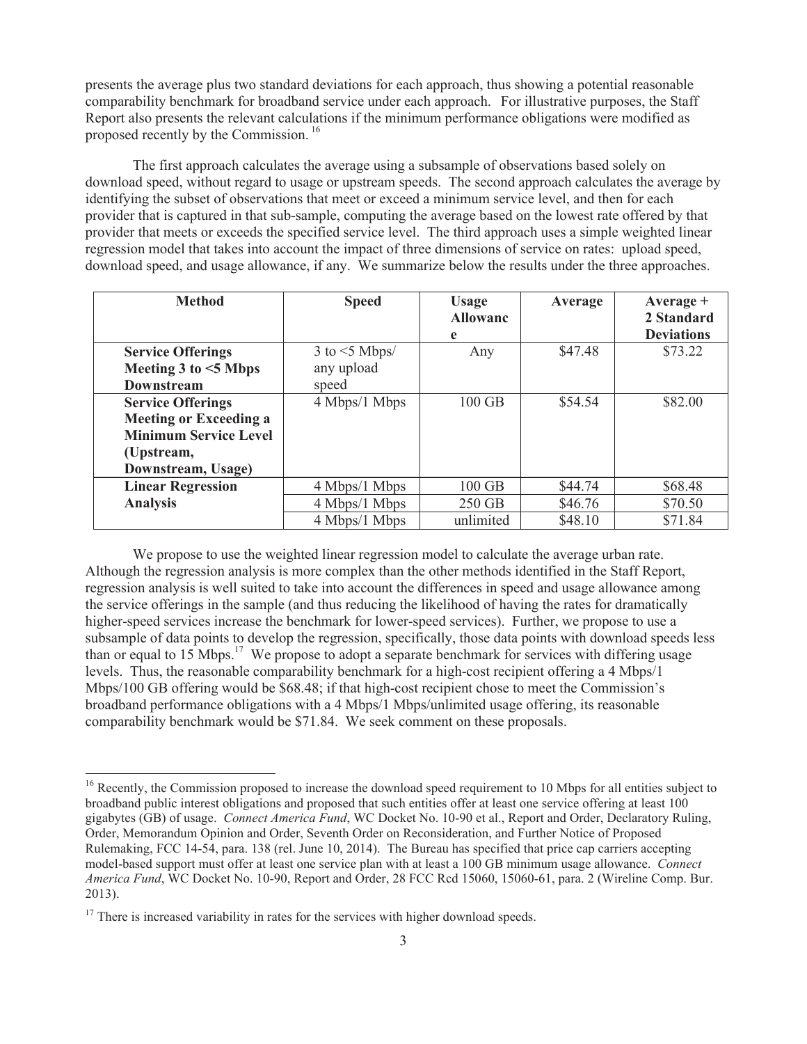presents the average plus two standard deviations for each approach, thus showing a potential reasonable comparability benchmark for broadband service under each approach. For illustrative purposes, the Staff Report also presents the relevant calculations if the minimum performance obligations were modified as proposed recently by the Commission.[16]

The first approach calculates the average using a subsample of observations based solely on download speed, without regard to usage or upstream speeds. The second approach calculates the average by identifying the subset of observations that meet or exceed a minimum service level, and then for each provider that is captured in that sub-sample, computing the average based on the lowest rate offered by that provider that meets or exceeds the specified service level. The third approach uses a simple weighted linear regression model that takes into account the impact of three dimensions of service on rates: upload speed, download speed, and usage allowance, if any. We summarize below the results under the three approaches.

| Method | Speed | Usage Allowance | Average | Average + 2 Standard Deviations |
|---|---|---|---|---|
| **Service Offerings Meeting 3 to <5 Mbps Downstream** | 3 to <5 Mbps/ any upload speed | Any | $47.48 | $73.22 |
| **Service Offerings Meeting or Exceeding a Minimum Service Level (Upstream, Downstream, Usage)** | 4 Mbps/1 Mbps | 100 GB | $54.54 | $82.00 |
| **Linear Regression Analysis** | 4 Mbps/1 Mbps | 100 GB | $44.74 | $68.48 |
| | 4 Mbps/1 Mbps | 250 GB | $46.76 | $70.50 |
| | 4 Mbps/1 Mbps | unlimited | $48.10 | $71.84 |

We propose to use the weighted linear regression model to calculate the average urban rate. Although the regression analysis is more complex than the other methods identified in the Staff Report, regression analysis is well suited to take into account the differences in speed and usage allowance among the service offerings in the sample (and thus reducing the likelihood of having the rates for dramatically higher-speed services increase the benchmark for lower-speed services). Further, we propose to use a subsample of data points to develop the regression, specifically, those data points with download speeds less than or equal to 15 Mbps.[17] We propose to adopt a separate benchmark for services with differing usage levels. Thus, the reasonable comparability benchmark for a high-cost recipient offering a 4 Mbps/1 Mbps/100 GB offering would be $68.48; if that high-cost recipient chose to meet the Commission's broadband performance obligations with a 4 Mbps/1 Mbps/unlimited usage offering, its reasonable comparability benchmark would be $71.84. We seek comment on these proposals.

---

[16] Recently, the Commission proposed to increase the download speed requirement to 10 Mbps for all entities subject to broadband public interest obligations and proposed that such entities offer at least one service offering at least 100 gigabytes (GB) of usage. *Connect America Fund*, WC Docket No. 10-90 et al., Report and Order, Declaratory Ruling, Order, Memorandum Opinion and Order, Seventh Order on Reconsideration, and Further Notice of Proposed Rulemaking, FCC 14-54, para. 138 (rel. June 10, 2014). The Bureau has specified that price cap carriers accepting model-based support must offer at least one service plan with at least a 100 GB minimum usage allowance. *Connect America Fund*, WC Docket No. 10-90, Report and Order, 28 FCC Rcd 15060, 15060-61, para. 2 (Wireline Comp. Bur. 2013).

[17] There is increased variability in rates for the services with higher download speeds.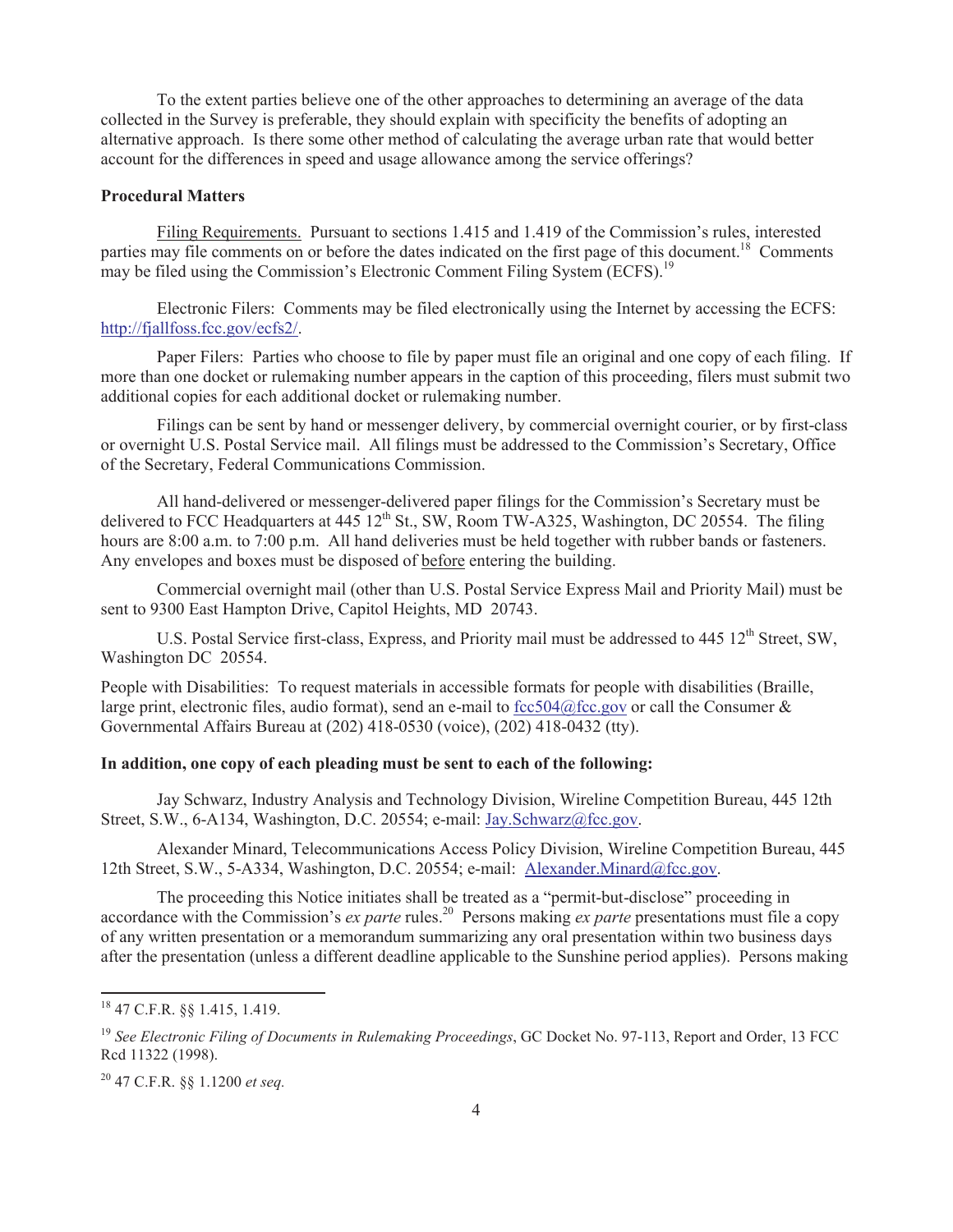To the extent parties believe one of the other approaches to determining an average of the data collected in the Survey is preferable, they should explain with specificity the benefits of adopting an alternative approach. Is there some other method of calculating the average urban rate that would better account for the differences in speed and usage allowance among the service offerings?

**Procedural Matters**

Filing Requirements. Pursuant to sections 1.415 and 1.419 of the Commission's rules, interested parties may file comments on or before the dates indicated on the first page of this document.[18] Comments may be filed using the Commission's Electronic Comment Filing System (ECFS).[19]

Electronic Filers: Comments may be filed electronically using the Internet by accessing the ECFS: http://fjallfoss.fcc.gov/ecfs2/.

Paper Filers: Parties who choose to file by paper must file an original and one copy of each filing. If more than one docket or rulemaking number appears in the caption of this proceeding, filers must submit two additional copies for each additional docket or rulemaking number.

Filings can be sent by hand or messenger delivery, by commercial overnight courier, or by first-class or overnight U.S. Postal Service mail. All filings must be addressed to the Commission's Secretary, Office of the Secretary, Federal Communications Commission.

All hand-delivered or messenger-delivered paper filings for the Commission's Secretary must be delivered to FCC Headquarters at 445 12th St., SW, Room TW-A325, Washington, DC 20554. The filing hours are 8:00 a.m. to 7:00 p.m. All hand deliveries must be held together with rubber bands or fasteners. Any envelopes and boxes must be disposed of before entering the building.

Commercial overnight mail (other than U.S. Postal Service Express Mail and Priority Mail) must be sent to 9300 East Hampton Drive, Capitol Heights, MD 20743.

U.S. Postal Service first-class, Express, and Priority mail must be addressed to 445 12th Street, SW, Washington DC 20554.

People with Disabilities: To request materials in accessible formats for people with disabilities (Braille, large print, electronic files, audio format), send an e-mail to fcc504@fcc.gov or call the Consumer & Governmental Affairs Bureau at (202) 418-0530 (voice), (202) 418-0432 (tty).

**In addition, one copy of each pleading must be sent to each of the following:**

Jay Schwarz, Industry Analysis and Technology Division, Wireline Competition Bureau, 445 12th Street, S.W., 6-A134, Washington, D.C. 20554; e-mail: Jay.Schwarz@fcc.gov.

Alexander Minard, Telecommunications Access Policy Division, Wireline Competition Bureau, 445 12th Street, S.W., 5-A334, Washington, D.C. 20554; e-mail: Alexander.Minard@fcc.gov.

The proceeding this Notice initiates shall be treated as a "permit-but-disclose" proceeding in accordance with the Commission's *ex parte* rules.[20] Persons making *ex parte* presentations must file a copy of any written presentation or a memorandum summarizing any oral presentation within two business days after the presentation (unless a different deadline applicable to the Sunshine period applies). Persons making

---

[18] 47 C.F.R. §§ 1.415, 1.419.

[19] *See Electronic Filing of Documents in Rulemaking Proceedings*, GC Docket No. 97-113, Report and Order, 13 FCC Rcd 11322 (1998).

[20] 47 C.F.R. §§ 1.1200 *et seq.*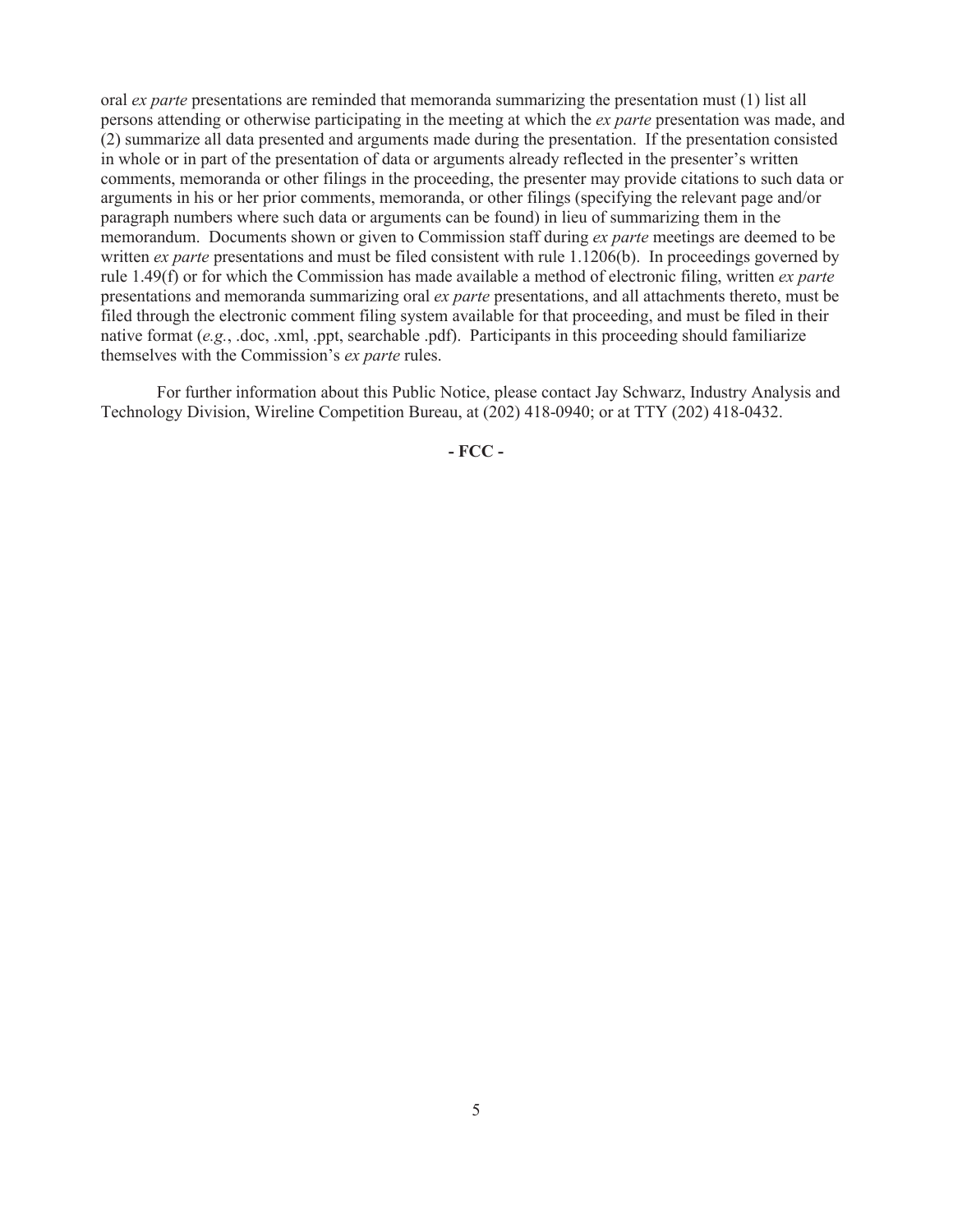oral *ex parte* presentations are reminded that memoranda summarizing the presentation must (1) list all persons attending or otherwise participating in the meeting at which the *ex parte* presentation was made, and (2) summarize all data presented and arguments made during the presentation. If the presentation consisted in whole or in part of the presentation of data or arguments already reflected in the presenter's written comments, memoranda or other filings in the proceeding, the presenter may provide citations to such data or arguments in his or her prior comments, memoranda, or other filings (specifying the relevant page and/or paragraph numbers where such data or arguments can be found) in lieu of summarizing them in the memorandum. Documents shown or given to Commission staff during *ex parte* meetings are deemed to be written *ex parte* presentations and must be filed consistent with rule 1.1206(b). In proceedings governed by rule 1.49(f) or for which the Commission has made available a method of electronic filing, written *ex parte* presentations and memoranda summarizing oral *ex parte* presentations, and all attachments thereto, must be filed through the electronic comment filing system available for that proceeding, and must be filed in their native format (*e.g.*, .doc, .xml, .ppt, searchable .pdf). Participants in this proceeding should familiarize themselves with the Commission's *ex parte* rules.

For further information about this Public Notice, please contact Jay Schwarz, Industry Analysis and Technology Division, Wireline Competition Bureau, at (202) 418-0940; or at TTY (202) 418-0432.

**- FCC -**